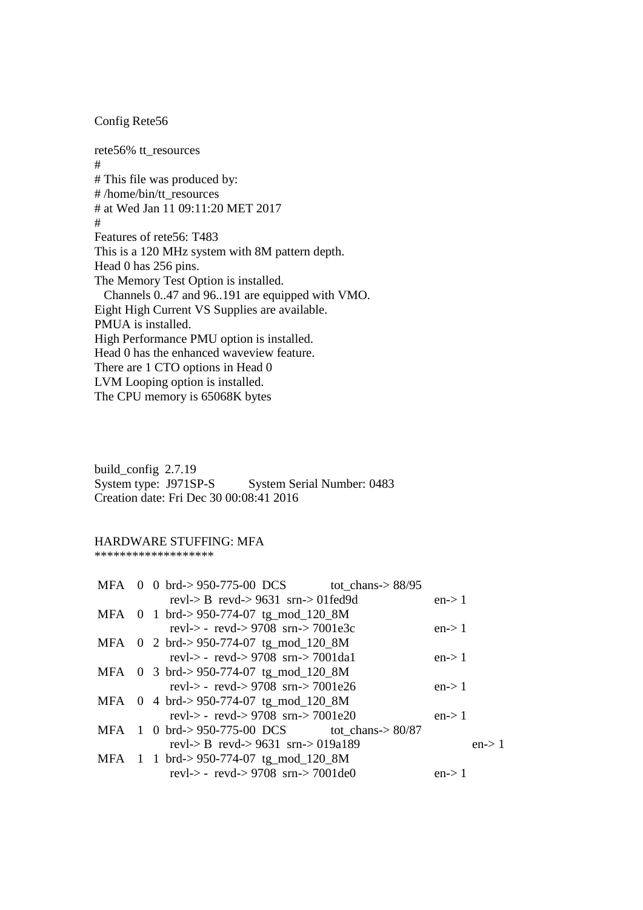Config Rete56

```
rete56% tt_resources
#
# This file was produced by:
# /home/bin/tt_resources
# at Wed Jan 11 09:11:20 MET 2017
#
Features of rete56: T483
This is a 120 MHz system with 8M pattern depth.
Head 0 has 256 pins.
The Memory Test Option is installed.
   Channels 0..47 and 96..191 are equipped with VMO.
Eight High Current VS Supplies are available.
PMUA is installed.
High Performance PMU option is installed.
Head 0 has the enhanced waveview feature.
There are 1 CTO options in Head 0
LVM Looping option is installed.
The CPU memory is 65068K bytes
```

```
build_config  2.7.19
System type:  J971SP-S          System Serial Number: 0483
Creation date: Fri Dec 30 00:08:41 2016
```

```
HARDWARE STUFFING: MFA
*******************

 MFA   0  0  brd-> 950-775-00  DCS          tot_chans-> 88/95
             revl-> B  revd-> 9631  srn-> 01fed9d              en-> 1
 MFA   0  1  brd-> 950-774-07  tg_mod_120_8M
             revl-> -  revd-> 9708  srn-> 7001e3c              en-> 1
 MFA   0  2  brd-> 950-774-07  tg_mod_120_8M
             revl-> -  revd-> 9708  srn-> 7001da1              en-> 1
 MFA   0  3  brd-> 950-774-07  tg_mod_120_8M
             revl-> -  revd-> 9708  srn-> 7001e26              en-> 1
 MFA   0  4  brd-> 950-774-07  tg_mod_120_8M
             revl-> -  revd-> 9708  srn-> 7001e20              en-> 1
 MFA   1  0  brd-> 950-775-00  DCS          tot_chans-> 80/87
             revl-> B  revd-> 9631  srn-> 019a189                   en-> 1
 MFA   1  1  brd-> 950-774-07  tg_mod_120_8M
             revl-> -  revd-> 9708  srn-> 7001de0              en-> 1
```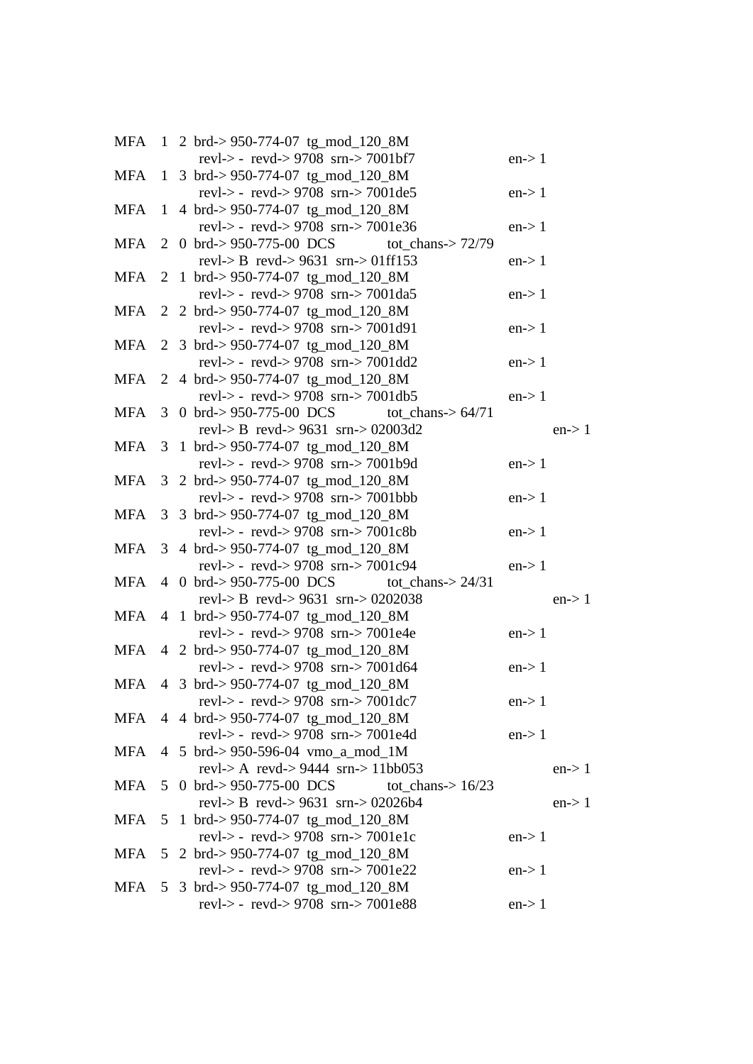```
MFA   1  2 brd-> 950-774-07  tg_mod_120_8M
          revl-> -  revd-> 9708  srn-> 7001bf7              en-> 1
MFA   1  3 brd-> 950-774-07  tg_mod_120_8M
          revl-> -  revd-> 9708  srn-> 7001de5              en-> 1
MFA   1  4 brd-> 950-774-07  tg_mod_120_8M
          revl-> -  revd-> 9708  srn-> 7001e36              en-> 1
MFA   2  0 brd-> 950-775-00  DCS          tot_chans-> 72/79
          revl-> B  revd-> 9631  srn-> 01ff153              en-> 1
MFA   2  1 brd-> 950-774-07  tg_mod_120_8M
          revl-> -  revd-> 9708  srn-> 7001da5              en-> 1
MFA   2  2 brd-> 950-774-07  tg_mod_120_8M
          revl-> -  revd-> 9708  srn-> 7001d91              en-> 1
MFA   2  3 brd-> 950-774-07  tg_mod_120_8M
          revl-> -  revd-> 9708  srn-> 7001dd2              en-> 1
MFA   2  4 brd-> 950-774-07  tg_mod_120_8M
          revl-> -  revd-> 9708  srn-> 7001db5              en-> 1
MFA   3  0 brd-> 950-775-00  DCS          tot_chans-> 64/71
          revl-> B  revd-> 9631  srn-> 02003d2                   en-> 1
MFA   3  1 brd-> 950-774-07  tg_mod_120_8M
          revl-> -  revd-> 9708  srn-> 7001b9d              en-> 1
MFA   3  2 brd-> 950-774-07  tg_mod_120_8M
          revl-> -  revd-> 9708  srn-> 7001bbb              en-> 1
MFA   3  3 brd-> 950-774-07  tg_mod_120_8M
          revl-> -  revd-> 9708  srn-> 7001c8b              en-> 1
MFA   3  4 brd-> 950-774-07  tg_mod_120_8M
          revl-> -  revd-> 9708  srn-> 7001c94              en-> 1
MFA   4  0 brd-> 950-775-00  DCS          tot_chans-> 24/31
          revl-> B  revd-> 9631  srn-> 0202038                   en-> 1
MFA   4  1 brd-> 950-774-07  tg_mod_120_8M
          revl-> -  revd-> 9708  srn-> 7001e4e              en-> 1
MFA   4  2 brd-> 950-774-07  tg_mod_120_8M
          revl-> -  revd-> 9708  srn-> 7001d64              en-> 1
MFA   4  3 brd-> 950-774-07  tg_mod_120_8M
          revl-> -  revd-> 9708  srn-> 7001dc7              en-> 1
MFA   4  4 brd-> 950-774-07  tg_mod_120_8M
          revl-> -  revd-> 9708  srn-> 7001e4d              en-> 1
MFA   4  5 brd-> 950-596-04  vmo_a_mod_1M
          revl-> A  revd-> 9444  srn-> 11bb053                   en-> 1
MFA   5  0 brd-> 950-775-00  DCS          tot_chans-> 16/23
          revl-> B  revd-> 9631  srn-> 02026b4                   en-> 1
MFA   5  1 brd-> 950-774-07  tg_mod_120_8M
          revl-> -  revd-> 9708  srn-> 7001e1c              en-> 1
MFA   5  2 brd-> 950-774-07  tg_mod_120_8M
          revl-> -  revd-> 9708  srn-> 7001e22              en-> 1
MFA   5  3 brd-> 950-774-07  tg_mod_120_8M
          revl-> -  revd-> 9708  srn-> 7001e88              en-> 1
```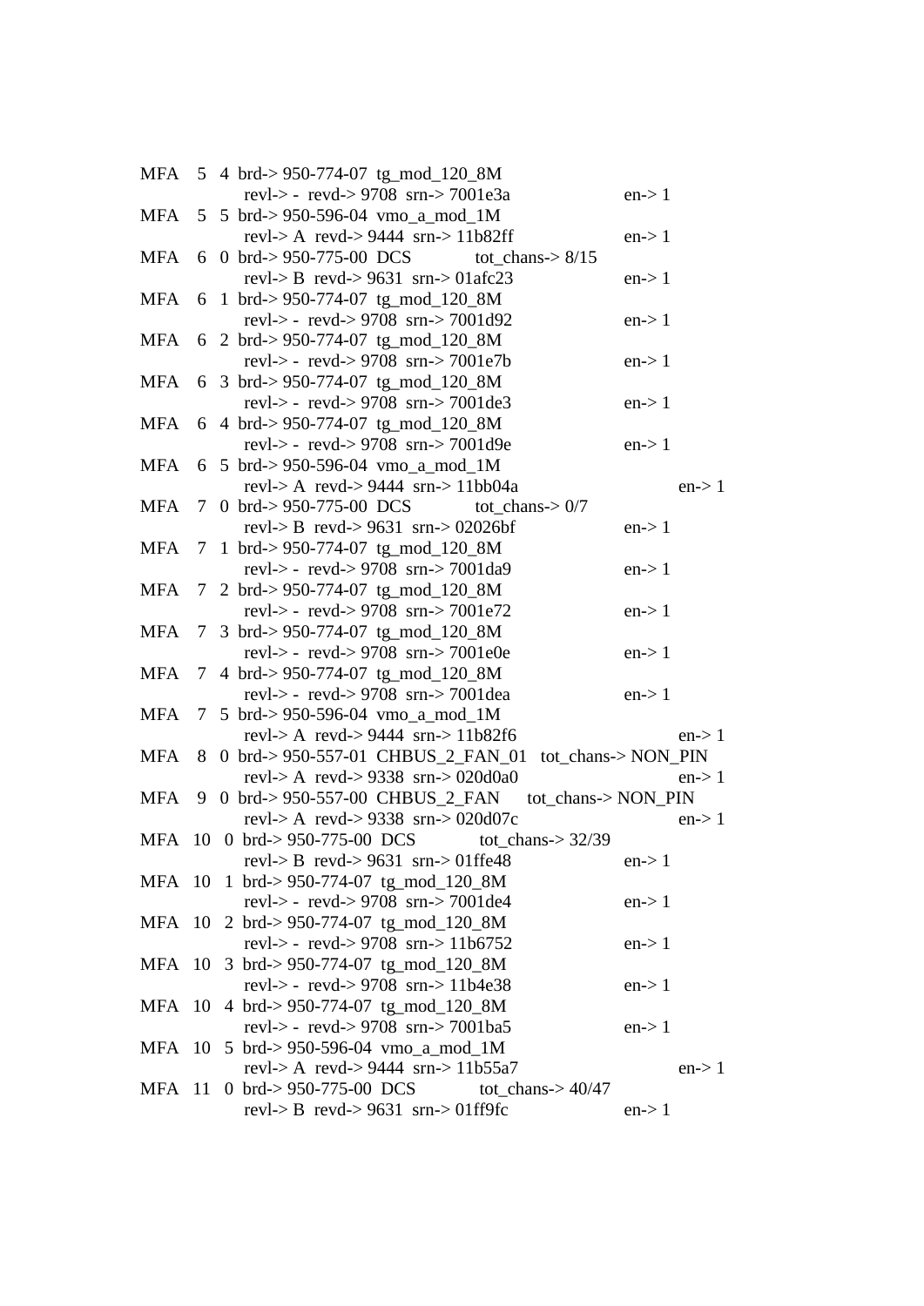```
MFA   5   4  brd-> 950-774-07  tg_mod_120_8M
             revl-> -  revd-> 9708  srn-> 7001e3a                    en-> 1
MFA   5   5  brd-> 950-596-04  vmo_a_mod_1M
             revl-> A  revd-> 9444  srn-> 11b82ff                    en-> 1
MFA   6   0  brd-> 950-775-00  DCS            tot_chans-> 8/15
             revl-> B  revd-> 9631  srn-> 01afc23                    en-> 1
MFA   6   1  brd-> 950-774-07  tg_mod_120_8M
             revl-> -  revd-> 9708  srn-> 7001d92                    en-> 1
MFA   6   2  brd-> 950-774-07  tg_mod_120_8M
             revl-> -  revd-> 9708  srn-> 7001e7b                    en-> 1
MFA   6   3  brd-> 950-774-07  tg_mod_120_8M
             revl-> -  revd-> 9708  srn-> 7001de3                    en-> 1
MFA   6   4  brd-> 950-774-07  tg_mod_120_8M
             revl-> -  revd-> 9708  srn-> 7001d9e                    en-> 1
MFA   6   5  brd-> 950-596-04  vmo_a_mod_1M
             revl-> A  revd-> 9444  srn-> 11bb04a                            en-> 1
MFA   7   0  brd-> 950-775-00  DCS            tot_chans-> 0/7
             revl-> B  revd-> 9631  srn-> 02026bf                    en-> 1
MFA   7   1  brd-> 950-774-07  tg_mod_120_8M
             revl-> -  revd-> 9708  srn-> 7001da9                    en-> 1
MFA   7   2  brd-> 950-774-07  tg_mod_120_8M
             revl-> -  revd-> 9708  srn-> 7001e72                    en-> 1
MFA   7   3  brd-> 950-774-07  tg_mod_120_8M
             revl-> -  revd-> 9708  srn-> 7001e0e                    en-> 1
MFA   7   4  brd-> 950-774-07  tg_mod_120_8M
             revl-> -  revd-> 9708  srn-> 7001dea                    en-> 1
MFA   7   5  brd-> 950-596-04  vmo_a_mod_1M
             revl-> A  revd-> 9444  srn-> 11b82f6                            en-> 1
MFA   8   0  brd-> 950-557-01  CHBUS_2_FAN_01   tot_chans-> NON_PIN
             revl-> A  revd-> 9338  srn-> 020d0a0                            en-> 1
MFA   9   0  brd-> 950-557-00  CHBUS_2_FAN      tot_chans-> NON_PIN
             revl-> A  revd-> 9338  srn-> 020d07c                            en-> 1
MFA  10   0  brd-> 950-775-00  DCS            tot_chans-> 32/39
             revl-> B  revd-> 9631  srn-> 01ffe48                    en-> 1
MFA  10   1  brd-> 950-774-07  tg_mod_120_8M
             revl-> -  revd-> 9708  srn-> 7001de4                    en-> 1
MFA  10   2  brd-> 950-774-07  tg_mod_120_8M
             revl-> -  revd-> 9708  srn-> 11b6752                    en-> 1
MFA  10   3  brd-> 950-774-07  tg_mod_120_8M
             revl-> -  revd-> 9708  srn-> 11b4e38                    en-> 1
MFA  10   4  brd-> 950-774-07  tg_mod_120_8M
             revl-> -  revd-> 9708  srn-> 7001ba5                    en-> 1
MFA  10   5  brd-> 950-596-04  vmo_a_mod_1M
             revl-> A  revd-> 9444  srn-> 11b55a7                            en-> 1
MFA  11   0  brd-> 950-775-00  DCS            tot_chans-> 40/47
             revl-> B  revd-> 9631  srn-> 01ff9fc                    en-> 1
```